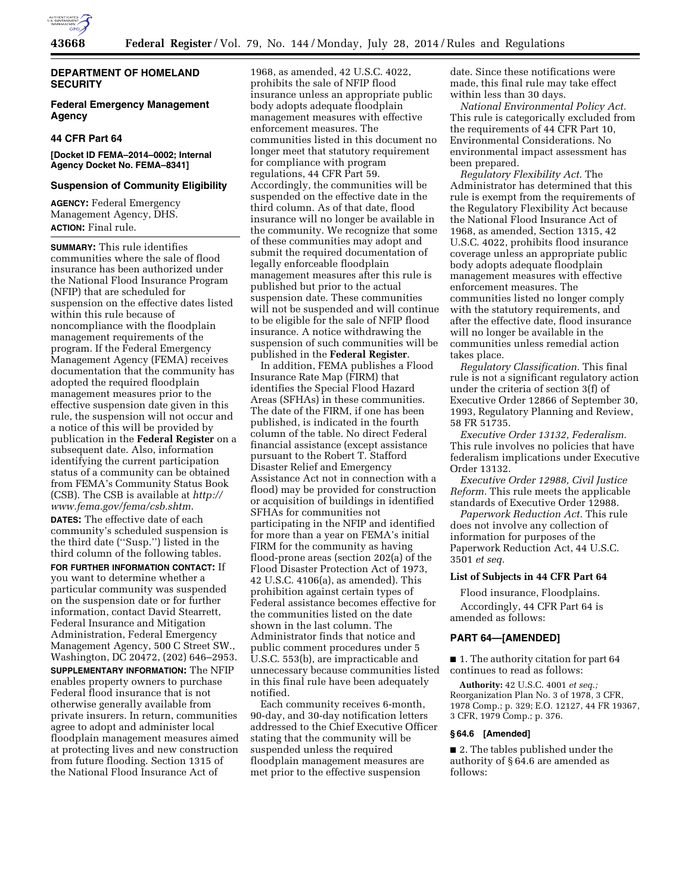## DEPARTMENT OF HOMELAND SECURITY

### Federal Emergency Management Agency

### 44 CFR Part 64

**[Docket ID FEMA–2014–0002; Internal Agency Docket No. FEMA–8341]**

### Suspension of Community Eligibility

**AGENCY:** Federal Emergency Management Agency, DHS.

**ACTION:** Final rule.

---

**SUMMARY:** This rule identifies communities where the sale of flood insurance has been authorized under the National Flood Insurance Program (NFIP) that are scheduled for suspension on the effective dates listed within this rule because of noncompliance with the floodplain management requirements of the program. If the Federal Emergency Management Agency (FEMA) receives documentation that the community has adopted the required floodplain management measures prior to the effective suspension date given in this rule, the suspension will not occur and a notice of this will be provided by publication in the **Federal Register** on a subsequent date. Also, information identifying the current participation status of a community can be obtained from FEMA's Community Status Book (CSB). The CSB is available at *http://www.fema.gov/fema/csb.shtm.*

**DATES:** The effective date of each community's scheduled suspension is the third date (''Susp.'') listed in the third column of the following tables.

**FOR FURTHER INFORMATION CONTACT:** If you want to determine whether a particular community was suspended on the suspension date or for further information, contact David Stearrett, Federal Insurance and Mitigation Administration, Federal Emergency Management Agency, 500 C Street SW., Washington, DC 20472, (202) 646–2953.

**SUPPLEMENTARY INFORMATION:** The NFIP enables property owners to purchase Federal flood insurance that is not otherwise generally available from private insurers. In return, communities agree to adopt and administer local floodplain management measures aimed at protecting lives and new construction from future flooding. Section 1315 of the National Flood Insurance Act of 1968, as amended, 42 U.S.C. 4022, prohibits the sale of NFIP flood insurance unless an appropriate public body adopts adequate floodplain management measures with effective enforcement measures. The communities listed in this document no longer meet that statutory requirement for compliance with program regulations, 44 CFR Part 59. Accordingly, the communities will be suspended on the effective date in the third column. As of that date, flood insurance will no longer be available in the community. We recognize that some of these communities may adopt and submit the required documentation of legally enforceable floodplain management measures after this rule is published but prior to the actual suspension date. These communities will not be suspended and will continue to be eligible for the sale of NFIP flood insurance. A notice withdrawing the suspension of such communities will be published in the **Federal Register**.

In addition, FEMA publishes a Flood Insurance Rate Map (FIRM) that identifies the Special Flood Hazard Areas (SFHAs) in these communities. The date of the FIRM, if one has been published, is indicated in the fourth column of the table. No direct Federal financial assistance (except assistance pursuant to the Robert T. Stafford Disaster Relief and Emergency Assistance Act not in connection with a flood) may be provided for construction or acquisition of buildings in identified SFHAs for communities not participating in the NFIP and identified for more than a year on FEMA's initial FIRM for the community as having flood-prone areas (section 202(a) of the Flood Disaster Protection Act of 1973, 42 U.S.C. 4106(a), as amended). This prohibition against certain types of Federal assistance becomes effective for the communities listed on the date shown in the last column. The Administrator finds that notice and public comment procedures under 5 U.S.C. 553(b), are impracticable and unnecessary because communities listed in this final rule have been adequately notified.

Each community receives 6-month, 90-day, and 30-day notification letters addressed to the Chief Executive Officer stating that the community will be suspended unless the required floodplain management measures are met prior to the effective suspension date. Since these notifications were made, this final rule may take effect within less than 30 days.

*National Environmental Policy Act.* This rule is categorically excluded from the requirements of 44 CFR Part 10, Environmental Considerations. No environmental impact assessment has been prepared.

*Regulatory Flexibility Act.* The Administrator has determined that this rule is exempt from the requirements of the Regulatory Flexibility Act because the National Flood Insurance Act of 1968, as amended, Section 1315, 42 U.S.C. 4022, prohibits flood insurance coverage unless an appropriate public body adopts adequate floodplain management measures with effective enforcement measures. The communities listed no longer comply with the statutory requirements, and after the effective date, flood insurance will no longer be available in the communities unless remedial action takes place.

*Regulatory Classification.* This final rule is not a significant regulatory action under the criteria of section 3(f) of Executive Order 12866 of September 30, 1993, Regulatory Planning and Review, 58 FR 51735.

*Executive Order 13132, Federalism.* This rule involves no policies that have federalism implications under Executive Order 13132.

*Executive Order 12988, Civil Justice Reform.* This rule meets the applicable standards of Executive Order 12988.

*Paperwork Reduction Act.* This rule does not involve any collection of information for purposes of the Paperwork Reduction Act, 44 U.S.C. 3501 *et seq.*

#### List of Subjects in 44 CFR Part 64

Flood insurance, Floodplains.

Accordingly, 44 CFR Part 64 is amended as follows:

#### PART 64—[AMENDED]

■ 1. The authority citation for part 64 continues to read as follows:

**Authority:** 42 U.S.C. 4001 *et seq.;* Reorganization Plan No. 3 of 1978, 3 CFR, 1978 Comp.; p. 329; E.O. 12127, 44 FR 19367, 3 CFR, 1979 Comp.; p. 376.

#### § 64.6 [Amended]

■ 2. The tables published under the authority of § 64.6 are amended as follows: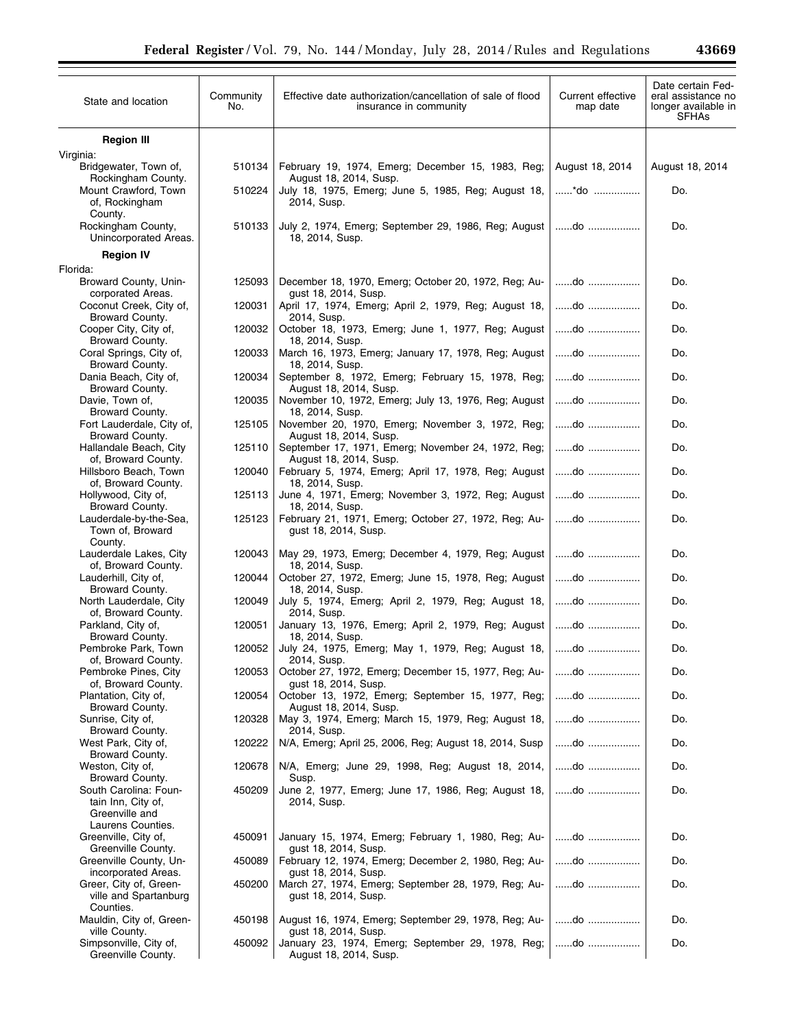| State and location | Community No. | Effective date authorization/cancellation of sale of flood insurance in community | Current effective map date | Date certain Federal assistance no longer available in SFHAs |
|---|---|---|---|---|
| **Region III** | | | | |
| Virginia: | | | | |
| Bridgewater, Town of, Rockingham County. | 510134 | February 19, 1974, Emerg; December 15, 1983, Reg; August 18, 2014, Susp. | August 18, 2014 | August 18, 2014 |
| Mount Crawford, Town of, Rockingham County. | 510224 | July 18, 1975, Emerg; June 5, 1985, Reg; August 18, 2014, Susp. | ......*do ............... | Do. |
| Rockingham County, Unincorporated Areas. | 510133 | July 2, 1974, Emerg; September 29, 1986, Reg; August 18, 2014, Susp. | ......do ................. | Do. |
| **Region IV** | | | | |
| Florida: | | | | |
| Broward County, Unincorporated Areas. | 125093 | December 18, 1970, Emerg; October 20, 1972, Reg; August 18, 2014, Susp. | ......do ................. | Do. |
| Coconut Creek, City of, Broward County. | 120031 | April 17, 1974, Emerg; April 2, 1979, Reg; August 18, 2014, Susp. | ......do ................. | Do. |
| Cooper City, City of, Broward County. | 120032 | October 18, 1973, Emerg; June 1, 1977, Reg; August 18, 2014, Susp. | ......do ................. | Do. |
| Coral Springs, City of, Broward County. | 120033 | March 16, 1973, Emerg; January 17, 1978, Reg; August 18, 2014, Susp. | ......do ................. | Do. |
| Dania Beach, City of, Broward County. | 120034 | September 8, 1972, Emerg; February 15, 1978, Reg; August 18, 2014, Susp. | ......do ................. | Do. |
| Davie, Town of, Broward County. | 120035 | November 10, 1972, Emerg; July 13, 1976, Reg; August 18, 2014, Susp. | ......do ................. | Do. |
| Fort Lauderdale, City of, Broward County. | 125105 | November 20, 1970, Emerg; November 3, 1972, Reg; August 18, 2014, Susp. | ......do ................. | Do. |
| Hallandale Beach, City of, Broward County. | 125110 | September 17, 1971, Emerg; November 24, 1972, Reg; August 18, 2014, Susp. | ......do ................. | Do. |
| Hillsboro Beach, Town of, Broward County. | 120040 | February 5, 1974, Emerg; April 17, 1978, Reg; August 18, 2014, Susp. | ......do ................. | Do. |
| Hollywood, City of, Broward County. | 125113 | June 4, 1971, Emerg; November 3, 1972, Reg; August 18, 2014, Susp. | ......do ................. | Do. |
| Lauderdale-by-the-Sea, Town of, Broward County. | 125123 | February 21, 1971, Emerg; October 27, 1972, Reg; August 18, 2014, Susp. | ......do ................. | Do. |
| Lauderdale Lakes, City of, Broward County. | 120043 | May 29, 1973, Emerg; December 4, 1979, Reg; August 18, 2014, Susp. | ......do ................. | Do. |
| Lauderhill, City of, Broward County. | 120044 | October 27, 1972, Emerg; June 15, 1978, Reg; August 18, 2014, Susp. | ......do ................. | Do. |
| North Lauderdale, City of, Broward County. | 120049 | July 5, 1974, Emerg; April 2, 1979, Reg; August 18, 2014, Susp. | ......do ................. | Do. |
| Parkland, City of, Broward County. | 120051 | January 13, 1976, Emerg; April 2, 1979, Reg; August 18, 2014, Susp. | ......do ................. | Do. |
| Pembroke Park, Town of, Broward County. | 120052 | July 24, 1975, Emerg; May 1, 1979, Reg; August 18, 2014, Susp. | ......do ................. | Do. |
| Pembroke Pines, City of, Broward County. | 120053 | October 27, 1972, Emerg; December 15, 1977, Reg; August 18, 2014, Susp. | ......do ................. | Do. |
| Plantation, City of, Broward County. | 120054 | October 13, 1972, Emerg; September 15, 1977, Reg; August 18, 2014, Susp. | ......do ................. | Do. |
| Sunrise, City of, Broward County. | 120328 | May 3, 1974, Emerg; March 15, 1979, Reg; August 18, 2014, Susp. | ......do ................. | Do. |
| West Park, City of, Broward County. | 120222 | N/A, Emerg; April 25, 2006, Reg; August 18, 2014, Susp | ......do ................. | Do. |
| Weston, City of, Broward County. | 120678 | N/A, Emerg; June 29, 1998, Reg; August 18, 2014, Susp. | ......do ................. | Do. |
| South Carolina: Fountain Inn, City of, Greenville and Laurens Counties. | 450209 | June 2, 1977, Emerg; June 17, 1986, Reg; August 18, 2014, Susp. | ......do ................. | Do. |
| Greenville, City of, Greenville County. | 450091 | January 15, 1974, Emerg; February 1, 1980, Reg; August 18, 2014, Susp. | ......do ................. | Do. |
| Greenville County, Unincorporated Areas. | 450089 | February 12, 1974, Emerg; December 2, 1980, Reg; August 18, 2014, Susp. | ......do ................. | Do. |
| Greer, City of, Greenville and Spartanburg Counties. | 450200 | March 27, 1974, Emerg; September 28, 1979, Reg; August 18, 2014, Susp. | ......do ................. | Do. |
| Mauldin, City of, Greenville County. | 450198 | August 16, 1974, Emerg; September 29, 1978, Reg; August 18, 2014, Susp. | ......do ................. | Do. |
| Simpsonville, City of, Greenville County. | 450092 | January 23, 1974, Emerg; September 29, 1978, Reg; August 18, 2014, Susp. | ......do ................. | Do. |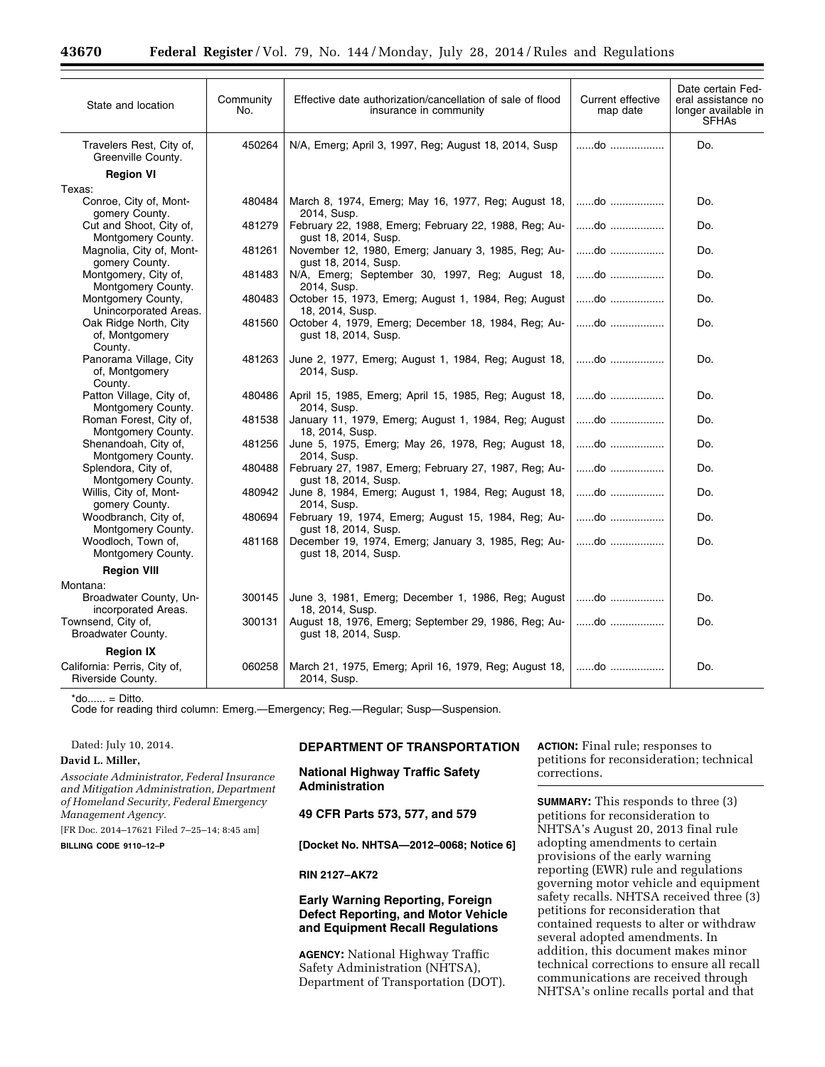| State and location | Community No. | Effective date authorization/cancellation of sale of flood insurance in community | Current effective map date | Date certain Federal assistance no longer available in SFHAs |
|---|---|---|---|---|
| Travelers Rest, City of, Greenville County. | 450264 | N/A, Emerg; April 3, 1997, Reg; August 18, 2014, Susp | ......do .................. | Do. |
| **Region VI** | | | | |
| Texas: | | | | |
| Conroe, City of, Montgomery County. | 480484 | March 8, 1974, Emerg; May 16, 1977, Reg; August 18, 2014, Susp. | ......do .................. | Do. |
| Cut and Shoot, City of, Montgomery County. | 481279 | February 22, 1988, Emerg; February 22, 1988, Reg; August 18, 2014, Susp. | ......do .................. | Do. |
| Magnolia, City of, Montgomery County. | 481261 | November 12, 1980, Emerg; January 3, 1985, Reg; August 18, 2014, Susp. | ......do .................. | Do. |
| Montgomery, City of, Montgomery County. | 481483 | N/A, Emerg; September 30, 1997, Reg; August 18, 2014, Susp. | ......do .................. | Do. |
| Montgomery County, Unincorporated Areas. | 480483 | October 15, 1973, Emerg; August 1, 1984, Reg; August 18, 2014, Susp. | ......do .................. | Do. |
| Oak Ridge North, City of, Montgomery County. | 481560 | October 4, 1979, Emerg; December 18, 1984, Reg; August 18, 2014, Susp. | ......do .................. | Do. |
| Panorama Village, City of, Montgomery County. | 481263 | June 2, 1977, Emerg; August 1, 1984, Reg; August 18, 2014, Susp. | ......do .................. | Do. |
| Patton Village, City of, Montgomery County. | 480486 | April 15, 1985, Emerg; April 15, 1985, Reg; August 18, 2014, Susp. | ......do .................. | Do. |
| Roman Forest, City of, Montgomery County. | 481538 | January 11, 1979, Emerg; August 1, 1984, Reg; August 18, 2014, Susp. | ......do .................. | Do. |
| Shenandoah, City of, Montgomery County. | 481256 | June 5, 1975, Emerg; May 26, 1978, Reg; August 18, 2014, Susp. | ......do .................. | Do. |
| Splendora, City of, Montgomery County. | 480488 | February 27, 1987, Emerg; February 27, 1987, Reg; August 18, 2014, Susp. | ......do .................. | Do. |
| Willis, City of, Montgomery County. | 480942 | June 8, 1984, Emerg; August 1, 1984, Reg; August 18, 2014, Susp. | ......do .................. | Do. |
| Woodbranch, City of, Montgomery County. | 480694 | February 19, 1974, Emerg; August 15, 1984, Reg; August 18, 2014, Susp. | ......do .................. | Do. |
| Woodloch, Town of, Montgomery County. | 481168 | December 19, 1974, Emerg; January 3, 1985, Reg; August 18, 2014, Susp. | ......do .................. | Do. |
| **Region VIII** | | | | |
| Montana: | | | | |
| Broadwater County, Unincorporated Areas. | 300145 | June 3, 1981, Emerg; December 1, 1986, Reg; August 18, 2014, Susp. | ......do .................. | Do. |
| Townsend, City of, Broadwater County. | 300131 | August 18, 1976, Emerg; September 29, 1986, Reg; August 18, 2014, Susp. | ......do .................. | Do. |
| **Region IX** | | | | |
| California: Perris, City of, Riverside County. | 060258 | March 21, 1975, Emerg; April 16, 1979, Reg; August 18, 2014, Susp. | ......do .................. | Do. |

*do...... = Ditto.
Code for reading third column: Emerg.—Emergency; Reg.—Regular; Susp—Suspension.

Dated: July 10, 2014.

**David L. Miller,**

*Associate Administrator, Federal Insurance and Mitigation Administration, Department of Homeland Security, Federal Emergency Management Agency.*

[FR Doc. 2014–17621 Filed 7–25–14; 8:45 am]

**BILLING CODE 9110–12–P**

## DEPARTMENT OF TRANSPORTATION

### National Highway Traffic Safety Administration

### 49 CFR Parts 573, 577, and 579

**[Docket No. NHTSA—2012–0068; Notice 6]**

**RIN 2127–AK72**

### Early Warning Reporting, Foreign Defect Reporting, and Motor Vehicle and Equipment Recall Regulations

**AGENCY:** National Highway Traffic Safety Administration (NHTSA), Department of Transportation (DOT).

**ACTION:** Final rule; responses to petitions for reconsideration; technical corrections.

**SUMMARY:** This responds to three (3) petitions for reconsideration to NHTSA's August 20, 2013 final rule adopting amendments to certain provisions of the early warning reporting (EWR) rule and regulations governing motor vehicle and equipment safety recalls. NHTSA received three (3) petitions for reconsideration that contained requests to alter or withdraw several adopted amendments. In addition, this document makes minor technical corrections to ensure all recall communications are received through NHTSA's online recalls portal and that